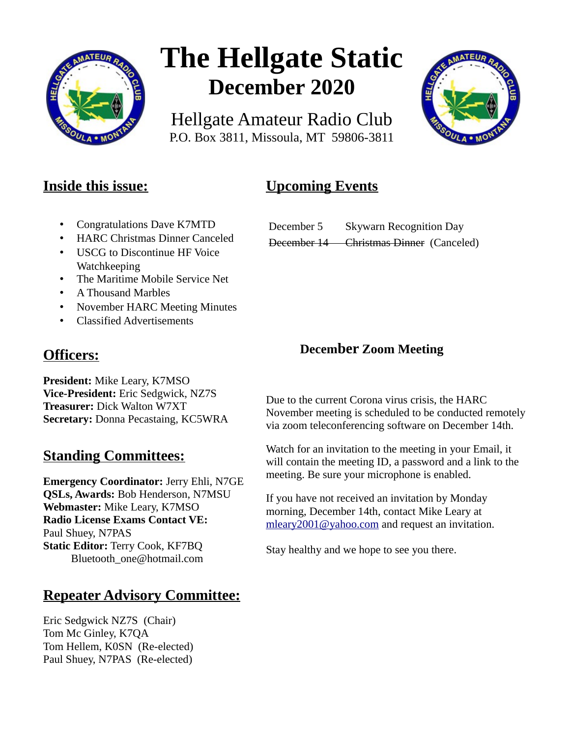# The Hellgate Static

## December 2020

Hellgate Amateur Radio Club
P.O. Box 3811, Missoula, MT 59806-3811

## Inside this issue:

- Congratulations Dave K7MTD
- HARC Christmas Dinner Canceled
- USCG to Discontinue HF Voice Watchkeeping
- The Maritime Mobile Service Net
- A Thousand Marbles
- November HARC Meeting Minutes
- Classified Advertisements

## Upcoming Events

| | |
|---|---|
| December 5 | Skywarn Recognition Day |
| ~~December 14~~ | ~~Christmas Dinner~~ (Canceled) |

## Officers:

**President:** Mike Leary, K7MSO
**Vice-President:** Eric Sedgwick, NZ7S
**Treasurer:** Dick Walton W7XT
**Secretary:** Donna Pecastaing, KC5WRA

## Standing Committees:

**Emergency Coordinator:** Jerry Ehli, N7GE
**QSLs, Awards:** Bob Henderson, N7MSU
**Webmaster:** Mike Leary, K7MSO
**Radio License Exams Contact VE:** Paul Shuey, N7PAS
**Static Editor:** Terry Cook, KF7BQ
Bluetooth_one@hotmail.com

## Repeater Advisory Committee:

Eric Sedgwick NZ7S (Chair)
Tom Mc Ginley, K7QA
Tom Hellem, K0SN (Re-elected)
Paul Shuey, N7PAS (Re-elected)

### December Zoom Meeting

Due to the current Corona virus crisis, the HARC November meeting is scheduled to be conducted remotely via zoom teleconferencing software on December 14th.

Watch for an invitation to the meeting in your Email, it will contain the meeting ID, a password and a link to the meeting. Be sure your microphone is enabled.

If you have not received an invitation by Monday morning, December 14th, contact Mike Leary at mleary2001@yahoo.com and request an invitation.

Stay healthy and we hope to see you there.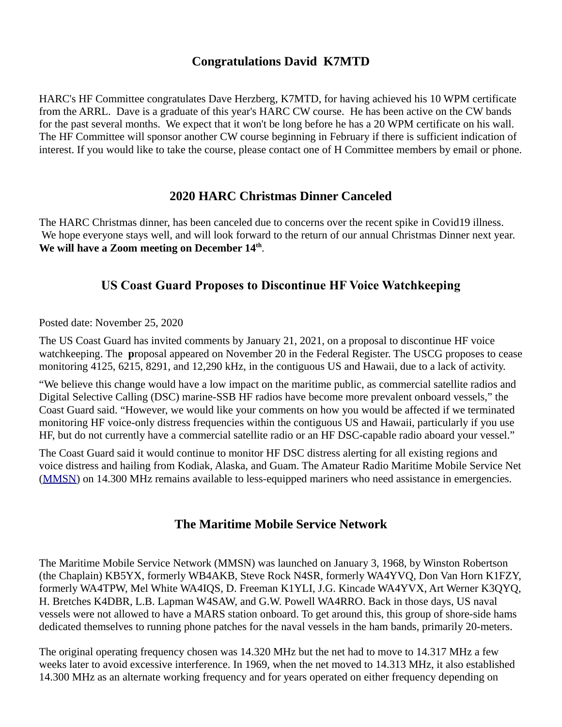## Congratulations David K7MTD

HARC's HF Committee congratulates Dave Herzberg, K7MTD, for having achieved his 10 WPM certificate from the ARRL. Dave is a graduate of this year's HARC CW course. He has been active on the CW bands for the past several months. We expect that it won't be long before he has a 20 WPM certificate on his wall. The HF Committee will sponsor another CW course beginning in February if there is sufficient indication of interest. If you would like to take the course, please contact one of H Committee members by email or phone.

## 2020 HARC Christmas Dinner Canceled

The HARC Christmas dinner, has been canceled due to concerns over the recent spike in Covid19 illness. We hope everyone stays well, and will look forward to the return of our annual Christmas Dinner next year. **We will have a Zoom meeting on December 14th**.

## US Coast Guard Proposes to Discontinue HF Voice Watchkeeping

Posted date: November 25, 2020

The US Coast Guard has invited comments by January 21, 2021, on a proposal to discontinue HF voice watchkeeping. The **p**roposal appeared on November 20 in the Federal Register. The USCG proposes to cease monitoring 4125, 6215, 8291, and 12,290 kHz, in the contiguous US and Hawaii, due to a lack of activity.

"We believe this change would have a low impact on the maritime public, as commercial satellite radios and Digital Selective Calling (DSC) marine-SSB HF radios have become more prevalent onboard vessels," the Coast Guard said. "However, we would like your comments on how you would be affected if we terminated monitoring HF voice-only distress frequencies within the contiguous US and Hawaii, particularly if you use HF, but do not currently have a commercial satellite radio or an HF DSC-capable radio aboard your vessel."

The Coast Guard said it would continue to monitor HF DSC distress alerting for all existing regions and voice distress and hailing from Kodiak, Alaska, and Guam. The Amateur Radio Maritime Mobile Service Net (MMSN) on 14.300 MHz remains available to less-equipped mariners who need assistance in emergencies.

## The Maritime Mobile Service Network

The Maritime Mobile Service Network (MMSN) was launched on January 3, 1968, by Winston Robertson (the Chaplain) KB5YX, formerly WB4AKB, Steve Rock N4SR, formerly WA4YVQ, Don Van Horn K1FZY, formerly WA4TPW, Mel White WA4IQS, D. Freeman K1YLI, J.G. Kincade WA4YVX, Art Werner K3QYQ, H. Bretches K4DBR, L.B. Lapman W4SAW, and G.W. Powell WA4RRO. Back in those days, US naval vessels were not allowed to have a MARS station onboard. To get around this, this group of shore-side hams dedicated themselves to running phone patches for the naval vessels in the ham bands, primarily 20-meters.

The original operating frequency chosen was 14.320 MHz but the net had to move to 14.317 MHz a few weeks later to avoid excessive interference. In 1969, when the net moved to 14.313 MHz, it also established 14.300 MHz as an alternate working frequency and for years operated on either frequency depending on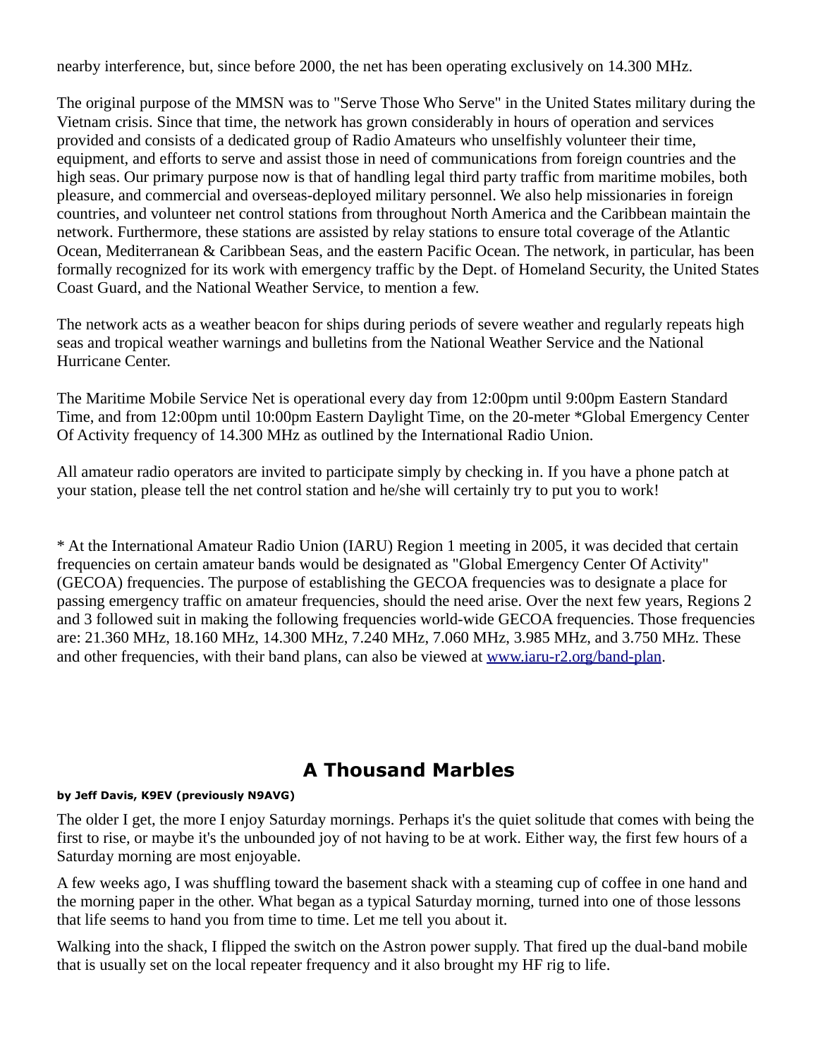nearby interference, but, since before 2000, the net has been operating exclusively on 14.300 MHz.

The original purpose of the MMSN was to "Serve Those Who Serve" in the United States military during the Vietnam crisis. Since that time, the network has grown considerably in hours of operation and services provided and consists of a dedicated group of Radio Amateurs who unselfishly volunteer their time, equipment, and efforts to serve and assist those in need of communications from foreign countries and the high seas. Our primary purpose now is that of handling legal third party traffic from maritime mobiles, both pleasure, and commercial and overseas-deployed military personnel. We also help missionaries in foreign countries, and volunteer net control stations from throughout North America and the Caribbean maintain the network. Furthermore, these stations are assisted by relay stations to ensure total coverage of the Atlantic Ocean, Mediterranean & Caribbean Seas, and the eastern Pacific Ocean. The network, in particular, has been formally recognized for its work with emergency traffic by the Dept. of Homeland Security, the United States Coast Guard, and the National Weather Service, to mention a few.

The network acts as a weather beacon for ships during periods of severe weather and regularly repeats high seas and tropical weather warnings and bulletins from the National Weather Service and the National Hurricane Center.

The Maritime Mobile Service Net is operational every day from 12:00pm until 9:00pm Eastern Standard Time, and from 12:00pm until 10:00pm Eastern Daylight Time, on the 20-meter *Global Emergency Center Of Activity frequency of 14.300 MHz as outlined by the International Radio Union.

All amateur radio operators are invited to participate simply by checking in. If you have a phone patch at your station, please tell the net control station and he/she will certainly try to put you to work!

* At the International Amateur Radio Union (IARU) Region 1 meeting in 2005, it was decided that certain frequencies on certain amateur bands would be designated as "Global Emergency Center Of Activity" (GECOA) frequencies. The purpose of establishing the GECOA frequencies was to designate a place for passing emergency traffic on amateur frequencies, should the need arise. Over the next few years, Regions 2 and 3 followed suit in making the following frequencies world-wide GECOA frequencies. Those frequencies are: 21.360 MHz, 18.160 MHz, 14.300 MHz, 7.240 MHz, 7.060 MHz, 3.985 MHz, and 3.750 MHz. These and other frequencies, with their band plans, can also be viewed at [www.iaru-r2.org/band-plan](http://www.iaru-r2.org/band-plan).

## A Thousand Marbles

**by Jeff Davis, K9EV (previously N9AVG)**

The older I get, the more I enjoy Saturday mornings. Perhaps it's the quiet solitude that comes with being the first to rise, or maybe it's the unbounded joy of not having to be at work. Either way, the first few hours of a Saturday morning are most enjoyable.

A few weeks ago, I was shuffling toward the basement shack with a steaming cup of coffee in one hand and the morning paper in the other. What began as a typical Saturday morning, turned into one of those lessons that life seems to hand you from time to time. Let me tell you about it.

Walking into the shack, I flipped the switch on the Astron power supply. That fired up the dual-band mobile that is usually set on the local repeater frequency and it also brought my HF rig to life.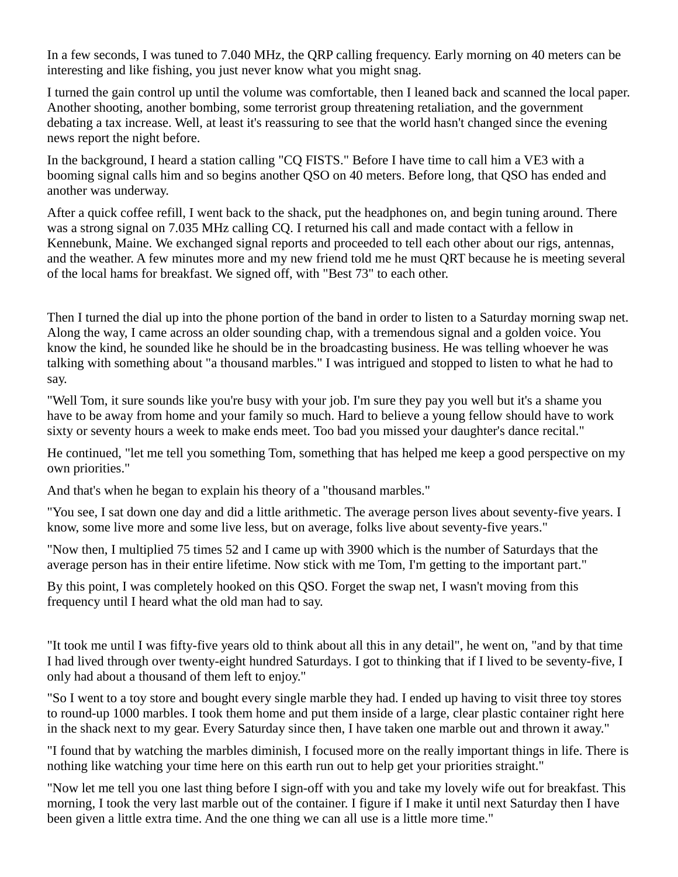In a few seconds, I was tuned to 7.040 MHz, the QRP calling frequency. Early morning on 40 meters can be interesting and like fishing, you just never know what you might snag.

I turned the gain control up until the volume was comfortable, then I leaned back and scanned the local paper. Another shooting, another bombing, some terrorist group threatening retaliation, and the government debating a tax increase. Well, at least it's reassuring to see that the world hasn't changed since the evening news report the night before.

In the background, I heard a station calling "CQ FISTS." Before I have time to call him a VE3 with a booming signal calls him and so begins another QSO on 40 meters. Before long, that QSO has ended and another was underway.

After a quick coffee refill, I went back to the shack, put the headphones on, and begin tuning around. There was a strong signal on 7.035 MHz calling CQ. I returned his call and made contact with a fellow in Kennebunk, Maine. We exchanged signal reports and proceeded to tell each other about our rigs, antennas, and the weather. A few minutes more and my new friend told me he must QRT because he is meeting several of the local hams for breakfast. We signed off, with "Best 73" to each other.

Then I turned the dial up into the phone portion of the band in order to listen to a Saturday morning swap net. Along the way, I came across an older sounding chap, with a tremendous signal and a golden voice. You know the kind, he sounded like he should be in the broadcasting business. He was telling whoever he was talking with something about "a thousand marbles." I was intrigued and stopped to listen to what he had to say.

"Well Tom, it sure sounds like you're busy with your job. I'm sure they pay you well but it's a shame you have to be away from home and your family so much. Hard to believe a young fellow should have to work sixty or seventy hours a week to make ends meet. Too bad you missed your daughter's dance recital."

He continued, "let me tell you something Tom, something that has helped me keep a good perspective on my own priorities."

And that's when he began to explain his theory of a "thousand marbles."

"You see, I sat down one day and did a little arithmetic. The average person lives about seventy-five years. I know, some live more and some live less, but on average, folks live about seventy-five years."

"Now then, I multiplied 75 times 52 and I came up with 3900 which is the number of Saturdays that the average person has in their entire lifetime. Now stick with me Tom, I'm getting to the important part."

By this point, I was completely hooked on this QSO. Forget the swap net, I wasn't moving from this frequency until I heard what the old man had to say.

"It took me until I was fifty-five years old to think about all this in any detail", he went on, "and by that time I had lived through over twenty-eight hundred Saturdays. I got to thinking that if I lived to be seventy-five, I only had about a thousand of them left to enjoy."

"So I went to a toy store and bought every single marble they had. I ended up having to visit three toy stores to round-up 1000 marbles. I took them home and put them inside of a large, clear plastic container right here in the shack next to my gear. Every Saturday since then, I have taken one marble out and thrown it away."

"I found that by watching the marbles diminish, I focused more on the really important things in life. There is nothing like watching your time here on this earth run out to help get your priorities straight."

"Now let me tell you one last thing before I sign-off with you and take my lovely wife out for breakfast. This morning, I took the very last marble out of the container. I figure if I make it until next Saturday then I have been given a little extra time. And the one thing we can all use is a little more time."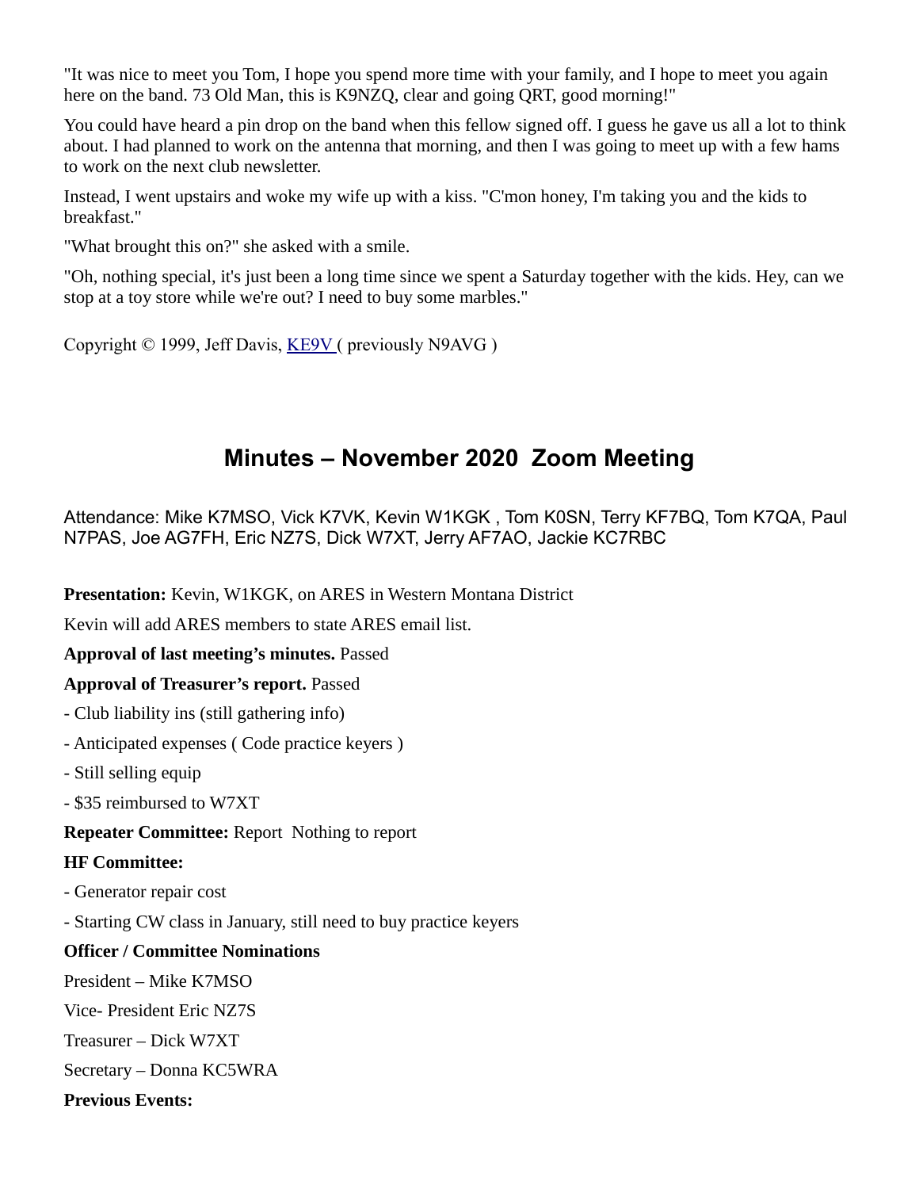"It was nice to meet you Tom, I hope you spend more time with your family, and I hope to meet you again here on the band. 73 Old Man, this is K9NZQ, clear and going QRT, good morning!"

You could have heard a pin drop on the band when this fellow signed off. I guess he gave us all a lot to think about. I had planned to work on the antenna that morning, and then I was going to meet up with a few hams to work on the next club newsletter.

Instead, I went upstairs and woke my wife up with a kiss. "C'mon honey, I'm taking you and the kids to breakfast."

"What brought this on?" she asked with a smile.

"Oh, nothing special, it's just been a long time since we spent a Saturday together with the kids. Hey, can we stop at a toy store while we're out? I need to buy some marbles."

Copyright © 1999, Jeff Davis, KE9V ( previously N9AVG )

## Minutes – November 2020 Zoom Meeting

Attendance: Mike K7MSO, Vick K7VK, Kevin W1KGK , Tom K0SN, Terry KF7BQ, Tom K7QA, Paul N7PAS, Joe AG7FH, Eric NZ7S, Dick W7XT, Jerry AF7AO, Jackie KC7RBC

**Presentation:** Kevin, W1KGK, on ARES in Western Montana District

Kevin will add ARES members to state ARES email list.

**Approval of last meeting's minutes.** Passed

**Approval of Treasurer's report.** Passed

- Club liability ins (still gathering info)
- Anticipated expenses ( Code practice keyers )
- Still selling equip
- $35 reimbursed to W7XT

**Repeater Committee:** Report Nothing to report

**HF Committee:**

- Generator repair cost
- Starting CW class in January, still need to buy practice keyers

**Officer / Committee Nominations**

President – Mike K7MSO

Vice- President Eric NZ7S

Treasurer – Dick W7XT

Secretary – Donna KC5WRA

**Previous Events:**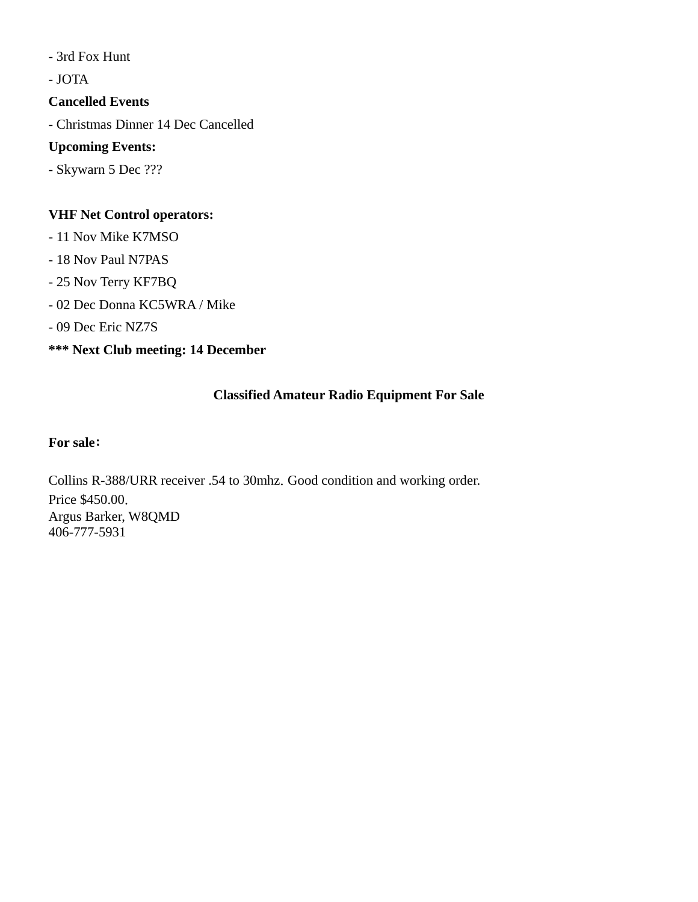- 3rd Fox Hunt
- JOTA

**Cancelled Events**

- Christmas Dinner 14 Dec Cancelled

**Upcoming Events:**

- Skywarn 5 Dec ???

**VHF Net Control operators:**

- 11 Nov Mike K7MSO
- 18 Nov Paul N7PAS
- 25 Nov Terry KF7BQ
- 02 Dec Donna KC5WRA / Mike
- 09 Dec Eric NZ7S

**\*\*\* Next Club meeting: 14 December**

## Classified Amateur Radio Equipment For Sale

**For sale:**

Collins R-388/URR receiver .54 to 30mhz. Good condition and working order.
Price $450.00.
Argus Barker, W8QMD
406-777-5931